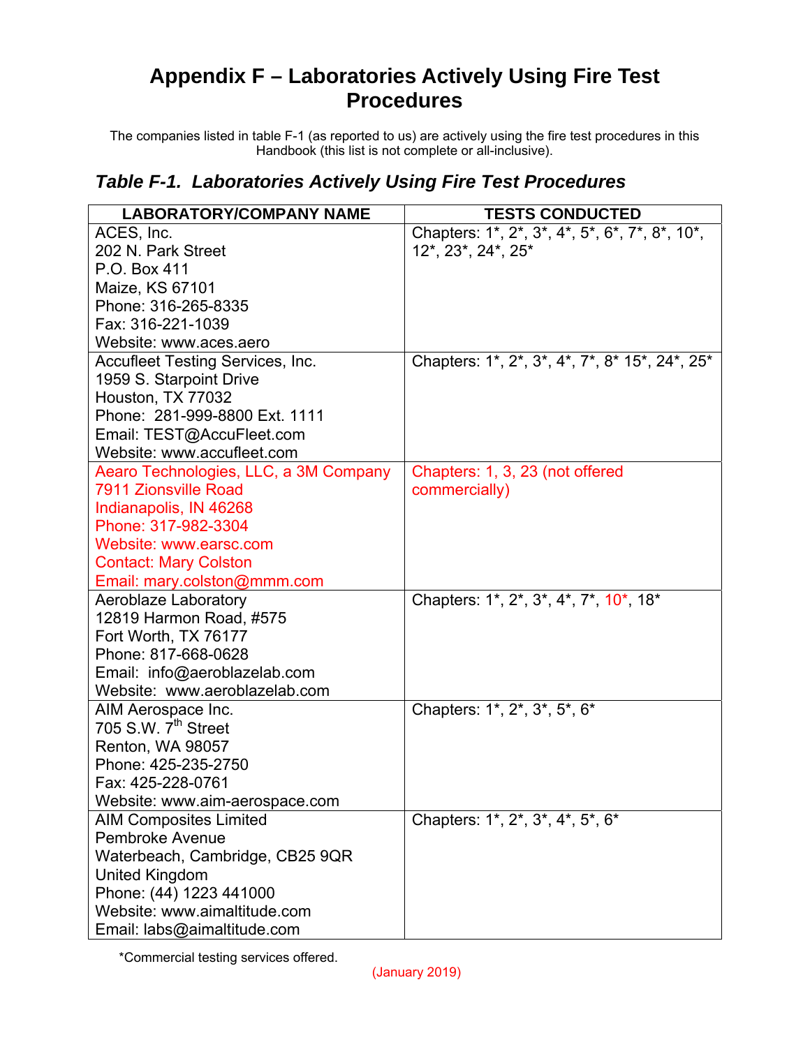# Appendix F – Laboratories Actively Using Fire Test Procedures

The companies listed in table F-1 (as reported to us) are actively using the fire test procedures in this Handbook (this list is not complete or all-inclusive).

## *Table F-1. Laboratories Actively Using Fire Test Procedures*

| LABORATORY/COMPANY NAME | TESTS CONDUCTED |
|---|---|
| ACES, Inc.<br>202 N. Park Street<br>P.O. Box 411<br>Maize, KS 67101<br>Phone: 316-265-8335<br>Fax: 316-221-1039<br>Website: www.aces.aero | Chapters: 1*, 2*, 3*, 4*, 5*, 6*, 7*, 8*, 10*, 12*, 23*, 24*, 25* |
| Accufleet Testing Services, Inc.<br>1959 S. Starpoint Drive<br>Houston, TX 77032<br>Phone: 281-999-8800 Ext. 1111<br>Email: TEST@AccuFleet.com<br>Website: www.accufleet.com | Chapters: 1*, 2*, 3*, 4*, 7*, 8* 15*, 24*, 25* |
| Aearo Technologies, LLC, a 3M Company<br>7911 Zionsville Road<br>Indianapolis, IN 46268<br>Phone: 317-982-3304<br>Website: www.earsc.com<br>Contact: Mary Colston<br>Email: mary.colston@mmm.com | Chapters: 1, 3, 23 (not offered commercially) |
| Aeroblaze Laboratory<br>12819 Harmon Road, #575<br>Fort Worth, TX 76177<br>Phone: 817-668-0628<br>Email: info@aeroblazelab.com<br>Website: www.aeroblazelab.com | Chapters: 1*, 2*, 3*, 4*, 7*, 10*, 18* |
| AIM Aerospace Inc.<br>705 S.W. 7th Street<br>Renton, WA 98057<br>Phone: 425-235-2750<br>Fax: 425-228-0761<br>Website: www.aim-aerospace.com | Chapters: 1*, 2*, 3*, 5*, 6* |
| AIM Composites Limited<br>Pembroke Avenue<br>Waterbeach, Cambridge, CB25 9QR<br>United Kingdom<br>Phone: (44) 1223 441000<br>Website: www.aimaltitude.com<br>Email: labs@aimaltitude.com | Chapters: 1*, 2*, 3*, 4*, 5*, 6* |

*Commercial testing services offered.

(January 2019)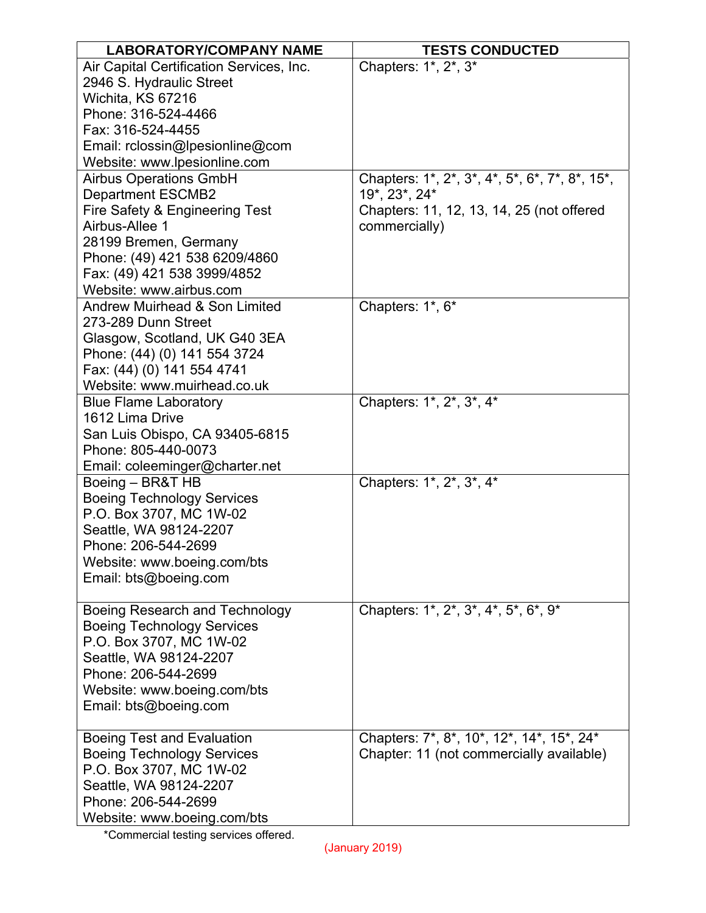| LABORATORY/COMPANY NAME | TESTS CONDUCTED |
|---|---|
| Air Capital Certification Services, Inc.<br>2946 S. Hydraulic Street<br>Wichita, KS 67216<br>Phone: 316-524-4466<br>Fax: 316-524-4455<br>Email: rclossin@lpesionline@com<br>Website: www.lpesionline.com | Chapters: 1*, 2*, 3* |
| Airbus Operations GmbH<br>Department ESCMB2<br>Fire Safety & Engineering Test<br>Airbus-Allee 1<br>28199 Bremen, Germany<br>Phone: (49) 421 538 6209/4860<br>Fax: (49) 421 538 3999/4852<br>Website: www.airbus.com | Chapters: 1*, 2*, 3*, 4*, 5*, 6*, 7*, 8*, 15*, 19*, 23*, 24*<br>Chapters: 11, 12, 13, 14, 25 (not offered commercially) |
| Andrew Muirhead & Son Limited<br>273-289 Dunn Street<br>Glasgow, Scotland, UK G40 3EA<br>Phone: (44) (0) 141 554 3724<br>Fax: (44) (0) 141 554 4741<br>Website: www.muirhead.co.uk | Chapters: 1*, 6* |
| Blue Flame Laboratory<br>1612 Lima Drive<br>San Luis Obispo, CA 93405-6815<br>Phone: 805-440-0073<br>Email: coleeminger@charter.net | Chapters: 1*, 2*, 3*, 4* |
| Boeing – BR&T HB<br>Boeing Technology Services<br>P.O. Box 3707, MC 1W-02<br>Seattle, WA 98124-2207<br>Phone: 206-544-2699<br>Website: www.boeing.com/bts<br>Email: bts@boeing.com | Chapters: 1*, 2*, 3*, 4* |
| Boeing Research and Technology<br>Boeing Technology Services<br>P.O. Box 3707, MC 1W-02<br>Seattle, WA 98124-2207<br>Phone: 206-544-2699<br>Website: www.boeing.com/bts<br>Email: bts@boeing.com | Chapters: 1*, 2*, 3*, 4*, 5*, 6*, 9* |
| Boeing Test and Evaluation<br>Boeing Technology Services<br>P.O. Box 3707, MC 1W-02<br>Seattle, WA 98124-2207<br>Phone: 206-544-2699<br>Website: www.boeing.com/bts | Chapters: 7*, 8*, 10*, 12*, 14*, 15*, 24*<br>Chapter: 11 (not commercially available) |

*Commercial testing services offered.

(January 2019)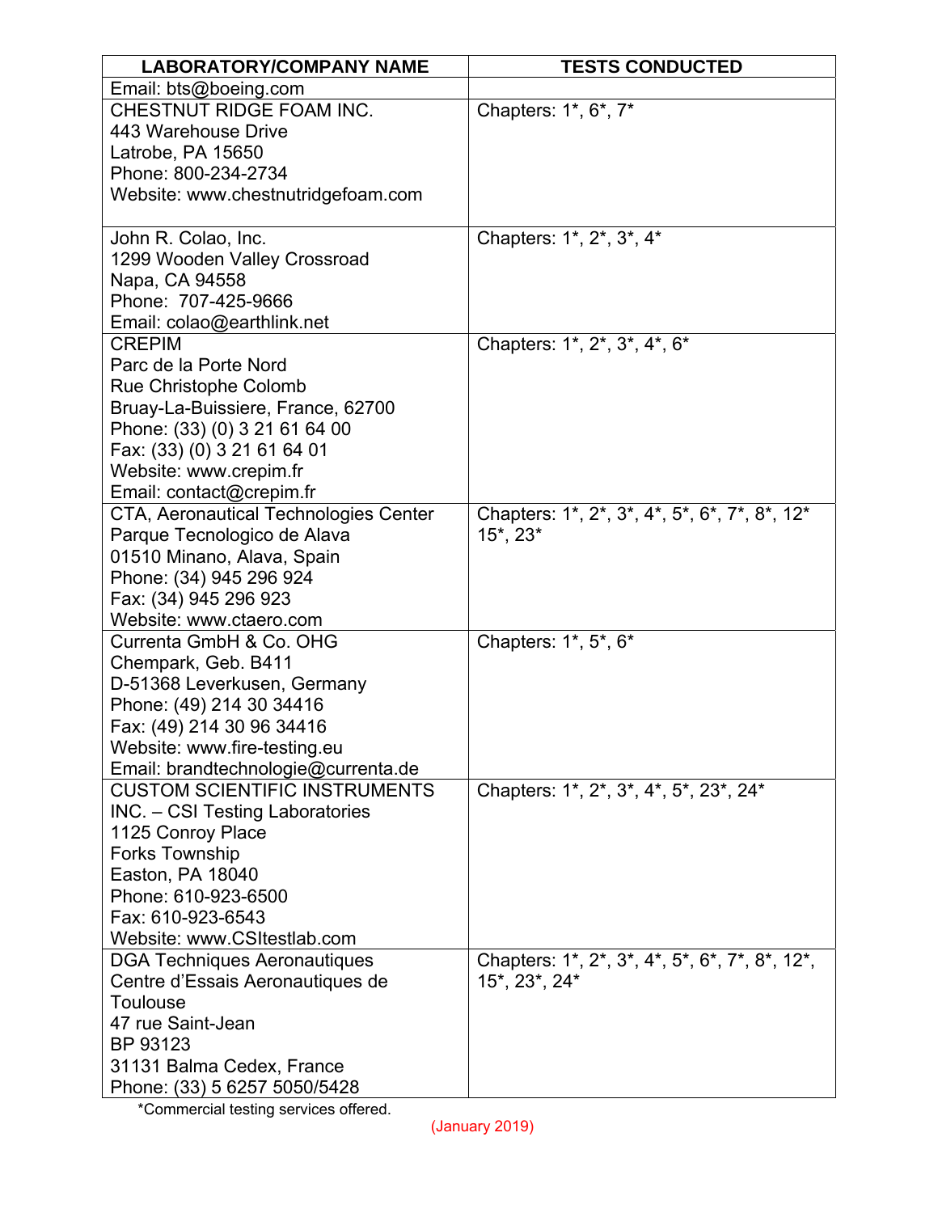| LABORATORY/COMPANY NAME | TESTS CONDUCTED |
|---|---|
| Email: bts@boeing.com | |
| CHESTNUT RIDGE FOAM INC.<br>443 Warehouse Drive<br>Latrobe, PA 15650<br>Phone: 800-234-2734<br>Website: www.chestnutridgefoam.com | Chapters: 1*, 6*, 7* |
| John R. Colao, Inc.<br>1299 Wooden Valley Crossroad<br>Napa, CA 94558<br>Phone: 707-425-9666<br>Email: colao@earthlink.net | Chapters: 1*, 2*, 3*, 4* |
| CREPIM<br>Parc de la Porte Nord<br>Rue Christophe Colomb<br>Bruay-La-Buissiere, France, 62700<br>Phone: (33) (0) 3 21 61 64 00<br>Fax: (33) (0) 3 21 61 64 01<br>Website: www.crepim.fr<br>Email: contact@crepim.fr | Chapters: 1*, 2*, 3*, 4*, 6* |
| CTA, Aeronautical Technologies Center<br>Parque Tecnologico de Alava<br>01510 Minano, Alava, Spain<br>Phone: (34) 945 296 924<br>Fax: (34) 945 296 923<br>Website: www.ctaero.com | Chapters: 1*, 2*, 3*, 4*, 5*, 6*, 7*, 8*, 12* 15*, 23* |
| Currenta GmbH & Co. OHG<br>Chempark, Geb. B411<br>D-51368 Leverkusen, Germany<br>Phone: (49) 214 30 34416<br>Fax: (49) 214 30 96 34416<br>Website: www.fire-testing.eu<br>Email: brandtechnologie@currenta.de | Chapters: 1*, 5*, 6* |
| CUSTOM SCIENTIFIC INSTRUMENTS INC. – CSI Testing Laboratories<br>1125 Conroy Place<br>Forks Township<br>Easton, PA 18040<br>Phone: 610-923-6500<br>Fax: 610-923-6543<br>Website: www.CSItestlab.com | Chapters: 1*, 2*, 3*, 4*, 5*, 23*, 24* |
| DGA Techniques Aeronautiques<br>Centre d'Essais Aeronautiques de Toulouse<br>47 rue Saint-Jean<br>BP 93123<br>31131 Balma Cedex, France<br>Phone: (33) 5 6257 5050/5428 | Chapters: 1*, 2*, 3*, 4*, 5*, 6*, 7*, 8*, 12*, 15*, 23*, 24* |

*Commercial testing services offered.

(January 2019)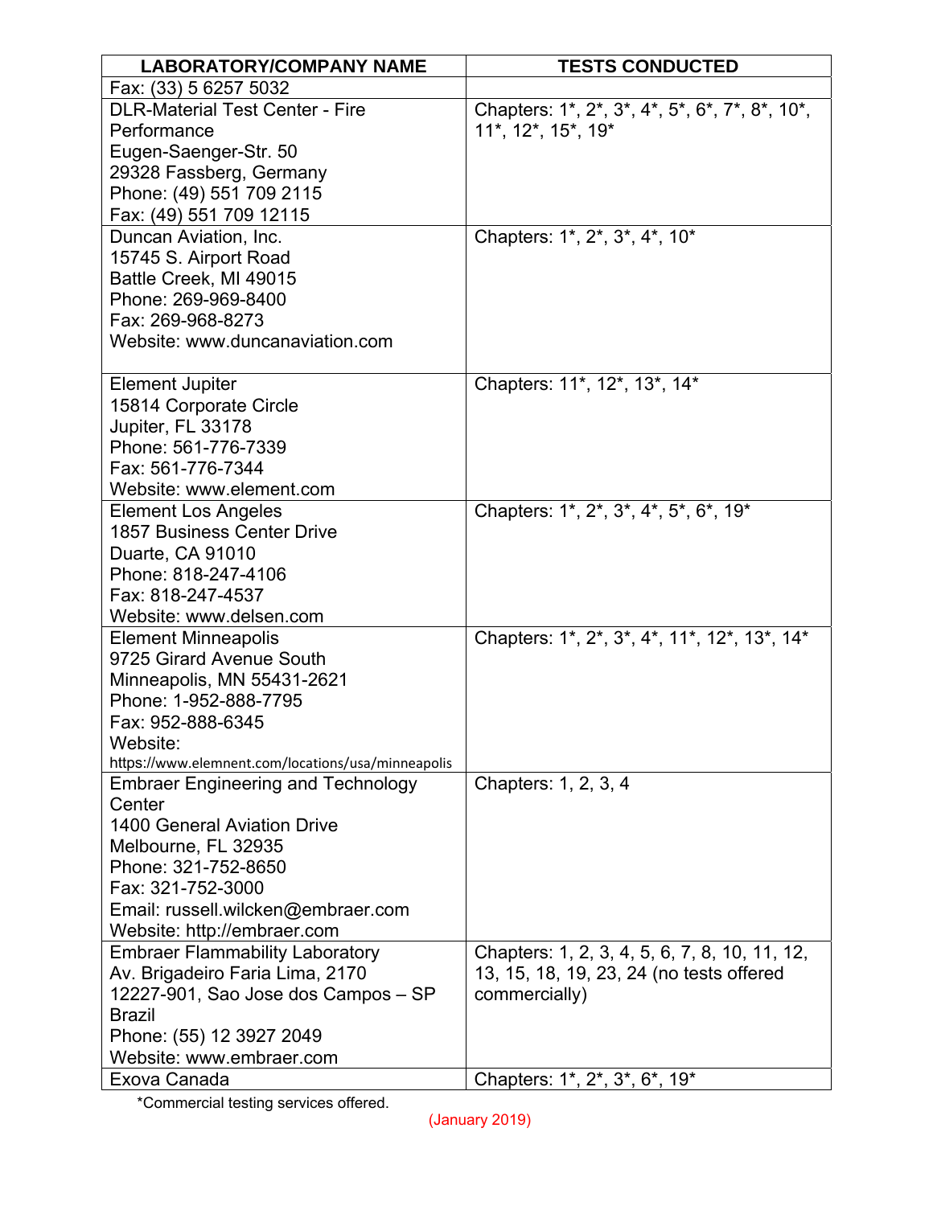| LABORATORY/COMPANY NAME | TESTS CONDUCTED |
|---|---|
| Fax: (33) 5 6257 5032 | |
| DLR-Material Test Center - Fire Performance<br>Eugen-Saenger-Str. 50<br>29328 Fassberg, Germany<br>Phone: (49) 551 709 2115<br>Fax: (49) 551 709 12115 | Chapters: 1*, 2*, 3*, 4*, 5*, 6*, 7*, 8*, 10*, 11*, 12*, 15*, 19* |
| Duncan Aviation, Inc.<br>15745 S. Airport Road<br>Battle Creek, MI 49015<br>Phone: 269-969-8400<br>Fax: 269-968-8273<br>Website: www.duncanaviation.com | Chapters: 1*, 2*, 3*, 4*, 10* |
| Element Jupiter<br>15814 Corporate Circle<br>Jupiter, FL 33178<br>Phone: 561-776-7339<br>Fax: 561-776-7344<br>Website: www.element.com | Chapters: 11*, 12*, 13*, 14* |
| Element Los Angeles<br>1857 Business Center Drive<br>Duarte, CA 91010<br>Phone: 818-247-4106<br>Fax: 818-247-4537<br>Website: www.delsen.com | Chapters: 1*, 2*, 3*, 4*, 5*, 6*, 19* |
| Element Minneapolis<br>9725 Girard Avenue South<br>Minneapolis, MN 55431-2621<br>Phone: 1-952-888-7795<br>Fax: 952-888-6345<br>Website:<br>https://www.elemnent.com/locations/usa/minneapolis | Chapters: 1*, 2*, 3*, 4*, 11*, 12*, 13*, 14* |
| Embraer Engineering and Technology Center<br>1400 General Aviation Drive<br>Melbourne, FL 32935<br>Phone: 321-752-8650<br>Fax: 321-752-3000<br>Email: russell.wilcken@embraer.com<br>Website: http://embraer.com | Chapters: 1, 2, 3, 4 |
| Embraer Flammability Laboratory<br>Av. Brigadeiro Faria Lima, 2170<br>12227-901, Sao Jose dos Campos – SP<br>Brazil<br>Phone: (55) 12 3927 2049<br>Website: www.embraer.com | Chapters: 1, 2, 3, 4, 5, 6, 7, 8, 10, 11, 12, 13, 15, 18, 19, 23, 24 (no tests offered commercially) |
| Exova Canada | Chapters: 1*, 2*, 3*, 6*, 19* |

*Commercial testing services offered.

(January 2019)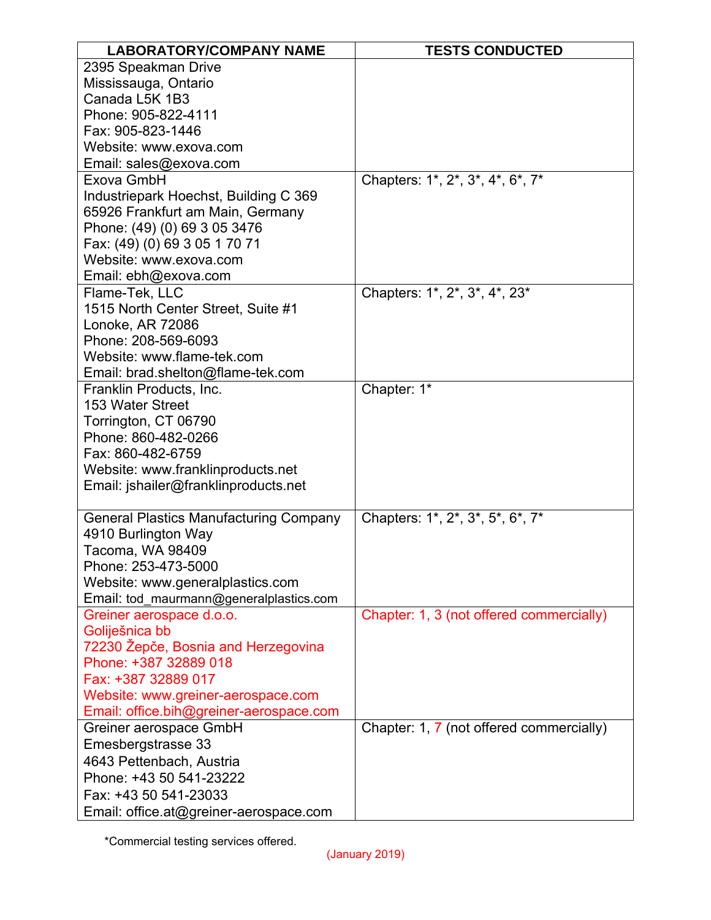| LABORATORY/COMPANY NAME | TESTS CONDUCTED |
|---|---|
| 2395 Speakman Drive<br>Mississauga, Ontario<br>Canada L5K 1B3<br>Phone: 905-822-4111<br>Fax: 905-823-1446<br>Website: www.exova.com<br>Email: sales@exova.com | |
| Exova GmbH<br>Industriepark Hoechst, Building C 369<br>65926 Frankfurt am Main, Germany<br>Phone: (49) (0) 69 3 05 3476<br>Fax: (49) (0) 69 3 05 1 70 71<br>Website: www.exova.com<br>Email: ebh@exova.com | Chapters: 1*, 2*, 3*, 4*, 6*, 7* |
| Flame-Tek, LLC<br>1515 North Center Street, Suite #1<br>Lonoke, AR 72086<br>Phone: 208-569-6093<br>Website: www.flame-tek.com<br>Email: brad.shelton@flame-tek.com | Chapters: 1*, 2*, 3*, 4*, 23* |
| Franklin Products, Inc.<br>153 Water Street<br>Torrington, CT 06790<br>Phone: 860-482-0266<br>Fax: 860-482-6759<br>Website: www.franklinproducts.net<br>Email: jshailer@franklinproducts.net | Chapter: 1* |
| General Plastics Manufacturing Company<br>4910 Burlington Way<br>Tacoma, WA 98409<br>Phone: 253-473-5000<br>Website: www.generalplastics.com<br>Email: tod_maurmann@generalplastics.com | Chapters: 1*, 2*, 3*, 5*, 6*, 7* |
| Greiner aerospace d.o.o.<br>Goliješnica bb<br>72230 Žepče, Bosnia and Herzegovina<br>Phone: +387 32889 018<br>Fax: +387 32889 017<br>Website: www.greiner-aerospace.com<br>Email: office.bih@greiner-aerospace.com | Chapter: 1, 3 (not offered commercially) |
| Greiner aerospace GmbH<br>Emesbergstrasse 33<br>4643 Pettenbach, Austria<br>Phone: +43 50 541-23222<br>Fax: +43 50 541-23033<br>Email: office.at@greiner-aerospace.com | Chapter: 1, 7 (not offered commercially) |

*Commercial testing services offered.

(January 2019)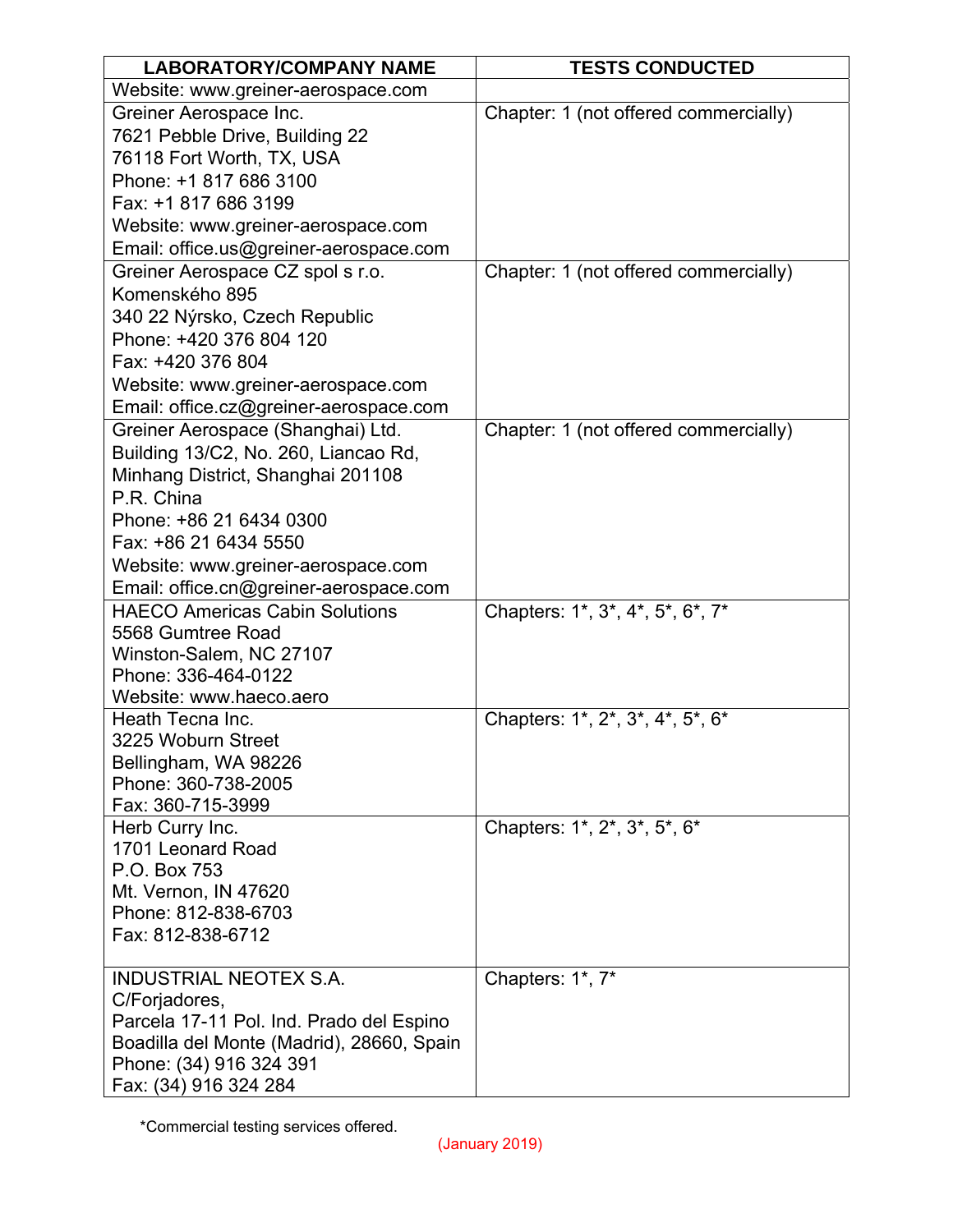| LABORATORY/COMPANY NAME | TESTS CONDUCTED |
|---|---|
| Website: www.greiner-aerospace.com | |
| Greiner Aerospace Inc.<br>7621 Pebble Drive, Building 22<br>76118 Fort Worth, TX, USA<br>Phone: +1 817 686 3100<br>Fax: +1 817 686 3199<br>Website: www.greiner-aerospace.com<br>Email: office.us@greiner-aerospace.com | Chapter: 1 (not offered commercially) |
| Greiner Aerospace CZ spol s r.o.<br>Komenského 895<br>340 22 Nýrsko, Czech Republic<br>Phone: +420 376 804 120<br>Fax: +420 376 804<br>Website: www.greiner-aerospace.com<br>Email: office.cz@greiner-aerospace.com | Chapter: 1 (not offered commercially) |
| Greiner Aerospace (Shanghai) Ltd.<br>Building 13/C2, No. 260, Liancao Rd,<br>Minhang District, Shanghai 201108<br>P.R. China<br>Phone: +86 21 6434 0300<br>Fax: +86 21 6434 5550<br>Website: www.greiner-aerospace.com<br>Email: office.cn@greiner-aerospace.com | Chapter: 1 (not offered commercially) |
| HAECO Americas Cabin Solutions<br>5568 Gumtree Road<br>Winston-Salem, NC 27107<br>Phone: 336-464-0122<br>Website: www.haeco.aero | Chapters: 1*, 3*, 4*, 5*, 6*, 7* |
| Heath Tecna Inc.<br>3225 Woburn Street<br>Bellingham, WA 98226<br>Phone: 360-738-2005<br>Fax: 360-715-3999 | Chapters: 1*, 2*, 3*, 4*, 5*, 6* |
| Herb Curry Inc.<br>1701 Leonard Road<br>P.O. Box 753<br>Mt. Vernon, IN 47620<br>Phone: 812-838-6703<br>Fax: 812-838-6712 | Chapters: 1*, 2*, 3*, 5*, 6* |
| INDUSTRIAL NEOTEX S.A.<br>C/Forjadores,<br>Parcela 17-11 Pol. Ind. Prado del Espino<br>Boadilla del Monte (Madrid), 28660, Spain<br>Phone: (34) 916 324 391<br>Fax: (34) 916 324 284 | Chapters: 1*, 7* |

*Commercial testing services offered.

(January 2019)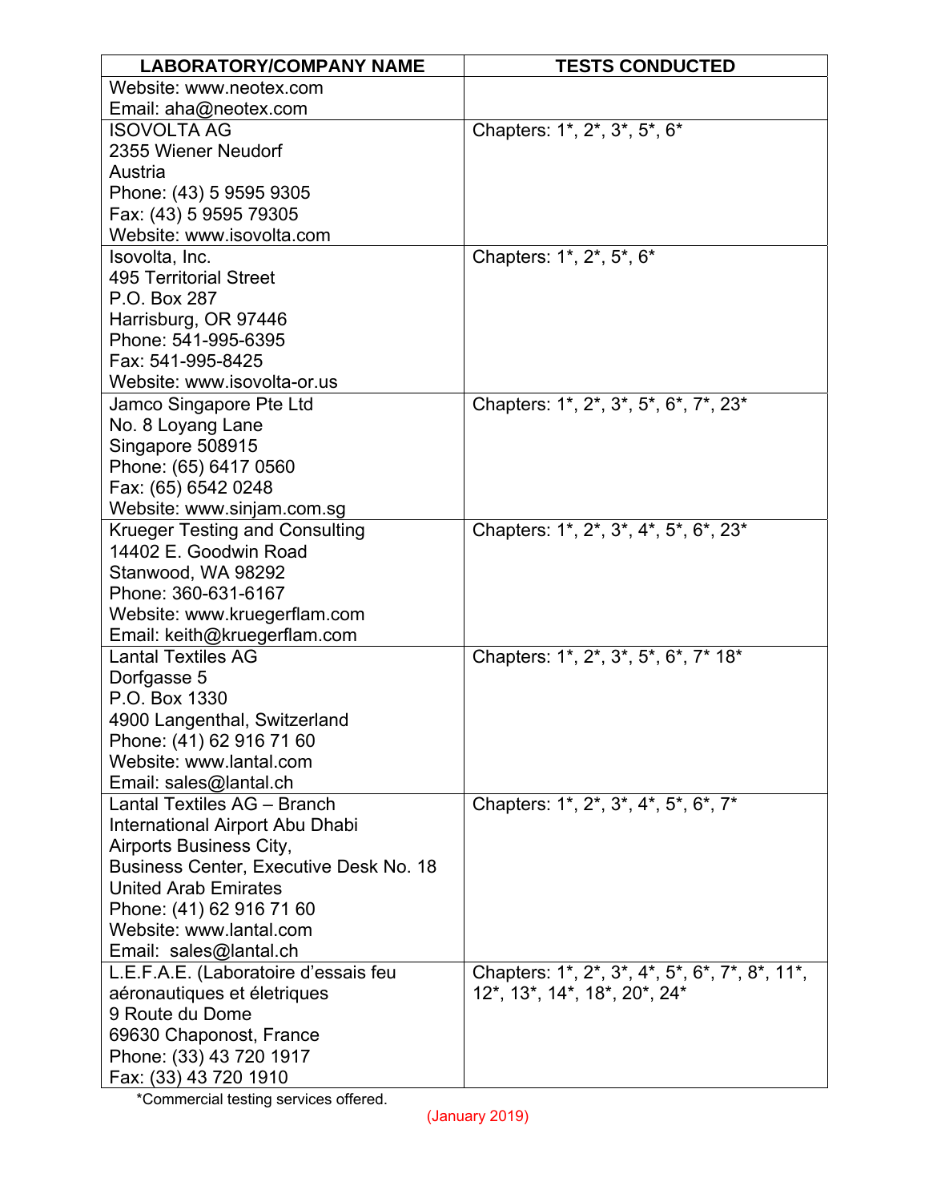| LABORATORY/COMPANY NAME | TESTS CONDUCTED |
|---|---|
| Website: www.neotex.com<br>Email: aha@neotex.com | |
| ISOVOLTA AG<br>2355 Wiener Neudorf<br>Austria<br>Phone: (43) 5 9595 9305<br>Fax: (43) 5 9595 79305<br>Website: www.isovolta.com | Chapters: 1*, 2*, 3*, 5*, 6* |
| Isovolta, Inc.<br>495 Territorial Street<br>P.O. Box 287<br>Harrisburg, OR 97446<br>Phone: 541-995-6395<br>Fax: 541-995-8425<br>Website: www.isovolta-or.us | Chapters: 1*, 2*, 5*, 6* |
| Jamco Singapore Pte Ltd<br>No. 8 Loyang Lane<br>Singapore 508915<br>Phone: (65) 6417 0560<br>Fax: (65) 6542 0248<br>Website: www.sinjam.com.sg | Chapters: 1*, 2*, 3*, 5*, 6*, 7*, 23* |
| Krueger Testing and Consulting<br>14402 E. Goodwin Road<br>Stanwood, WA 98292<br>Phone: 360-631-6167<br>Website: www.kruegerflam.com<br>Email: keith@kruegerflam.com | Chapters: 1*, 2*, 3*, 4*, 5*, 6*, 23* |
| Lantal Textiles AG<br>Dorfgasse 5<br>P.O. Box 1330<br>4900 Langenthal, Switzerland<br>Phone: (41) 62 916 71 60<br>Website: www.lantal.com<br>Email: sales@lantal.ch | Chapters: 1*, 2*, 3*, 5*, 6*, 7* 18* |
| Lantal Textiles AG – Branch<br>International Airport Abu Dhabi<br>Airports Business City,<br>Business Center, Executive Desk No. 18<br>United Arab Emirates<br>Phone: (41) 62 916 71 60<br>Website: www.lantal.com<br>Email: sales@lantal.ch | Chapters: 1*, 2*, 3*, 4*, 5*, 6*, 7* |
| L.E.F.A.E. (Laboratoire d'essais feu aéronautiques et életriques<br>9 Route du Dome<br>69630 Chaponost, France<br>Phone: (33) 43 720 1917<br>Fax: (33) 43 720 1910 | Chapters: 1*, 2*, 3*, 4*, 5*, 6*, 7*, 8*, 11*, 12*, 13*, 14*, 18*, 20*, 24* |

*Commercial testing services offered.

(January 2019)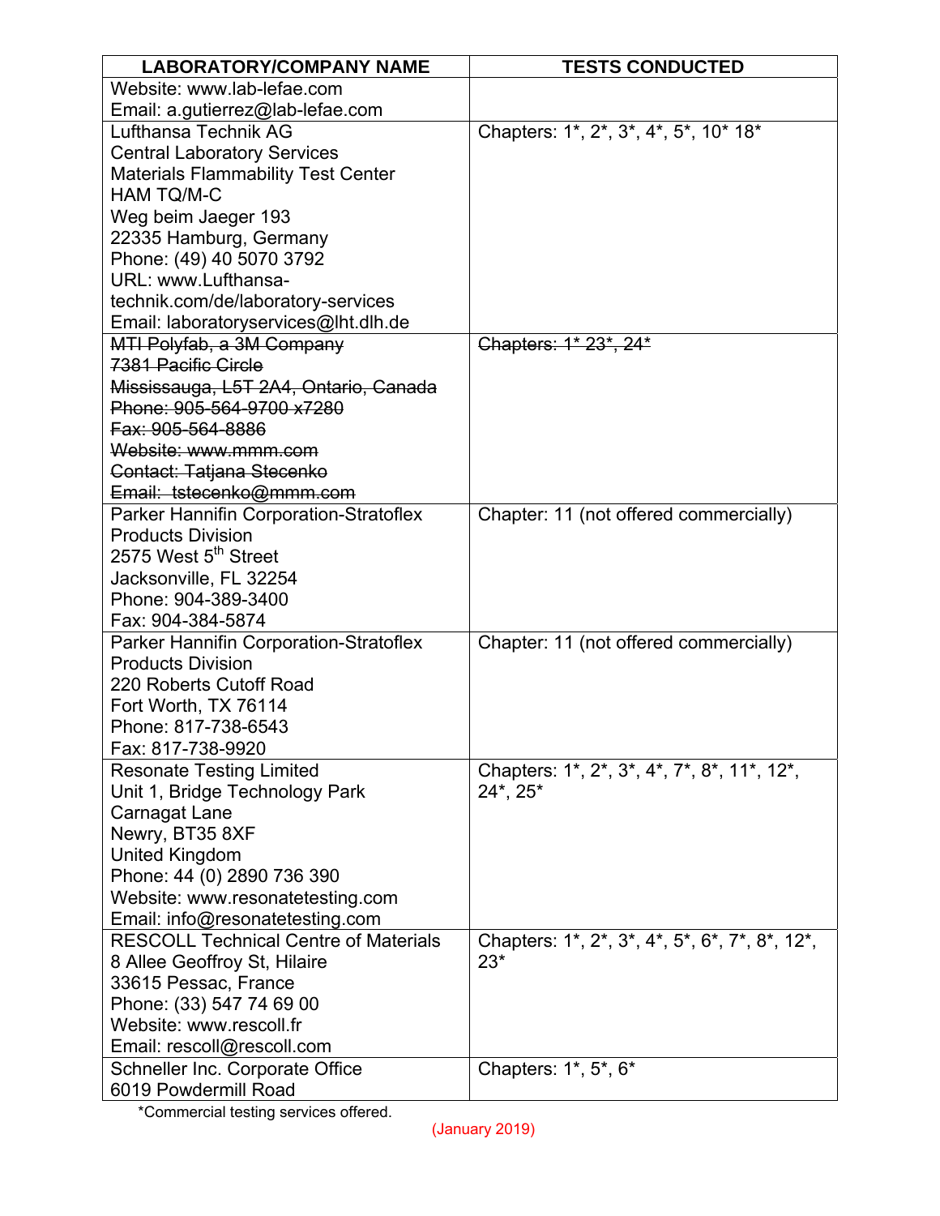| LABORATORY/COMPANY NAME | TESTS CONDUCTED |
|---|---|
| Website: www.lab-lefae.com<br>Email: a.gutierrez@lab-lefae.com | |
| Lufthansa Technik AG<br>Central Laboratory Services<br>Materials Flammability Test Center<br>HAM TQ/M-C<br>Weg beim Jaeger 193<br>22335 Hamburg, Germany<br>Phone: (49) 40 5070 3792<br>URL: www.Lufthansa-technik.com/de/laboratory-services<br>Email: laboratoryservices@lht.dlh.de | Chapters: 1*, 2*, 3*, 4*, 5*, 10* 18* |
| ~~MTI Polyfab, a 3M Company~~<br>~~7381 Pacific Circle~~<br>~~Mississauga, L5T 2A4, Ontario, Canada~~<br>~~Phone: 905-564-9700 x7280~~<br>~~Fax: 905-564-8886~~<br>~~Website: www.mmm.com~~<br>~~Contact: Tatjana Stecenko~~<br>~~Email: tstecenko@mmm.com~~ | ~~Chapters: 1* 23*, 24*~~ |
| Parker Hannifin Corporation-Stratoflex Products Division<br>2575 West 5th Street<br>Jacksonville, FL 32254<br>Phone: 904-389-3400<br>Fax: 904-384-5874 | Chapter: 11 (not offered commercially) |
| Parker Hannifin Corporation-Stratoflex Products Division<br>220 Roberts Cutoff Road<br>Fort Worth, TX 76114<br>Phone: 817-738-6543<br>Fax: 817-738-9920 | Chapter: 11 (not offered commercially) |
| Resonate Testing Limited<br>Unit 1, Bridge Technology Park<br>Carnagat Lane<br>Newry, BT35 8XF<br>United Kingdom<br>Phone: 44 (0) 2890 736 390<br>Website: www.resonatetesting.com<br>Email: info@resonatetesting.com | Chapters: 1*, 2*, 3*, 4*, 7*, 8*, 11*, 12*, 24*, 25* |
| RESCOLL Technical Centre of Materials<br>8 Allee Geoffroy St, Hilaire<br>33615 Pessac, France<br>Phone: (33) 547 74 69 00<br>Website: www.rescoll.fr<br>Email: rescoll@rescoll.com | Chapters: 1*, 2*, 3*, 4*, 5*, 6*, 7*, 8*, 12*, 23* |
| Schneller Inc. Corporate Office<br>6019 Powdermill Road | Chapters: 1*, 5*, 6* |

*Commercial testing services offered.

(January 2019)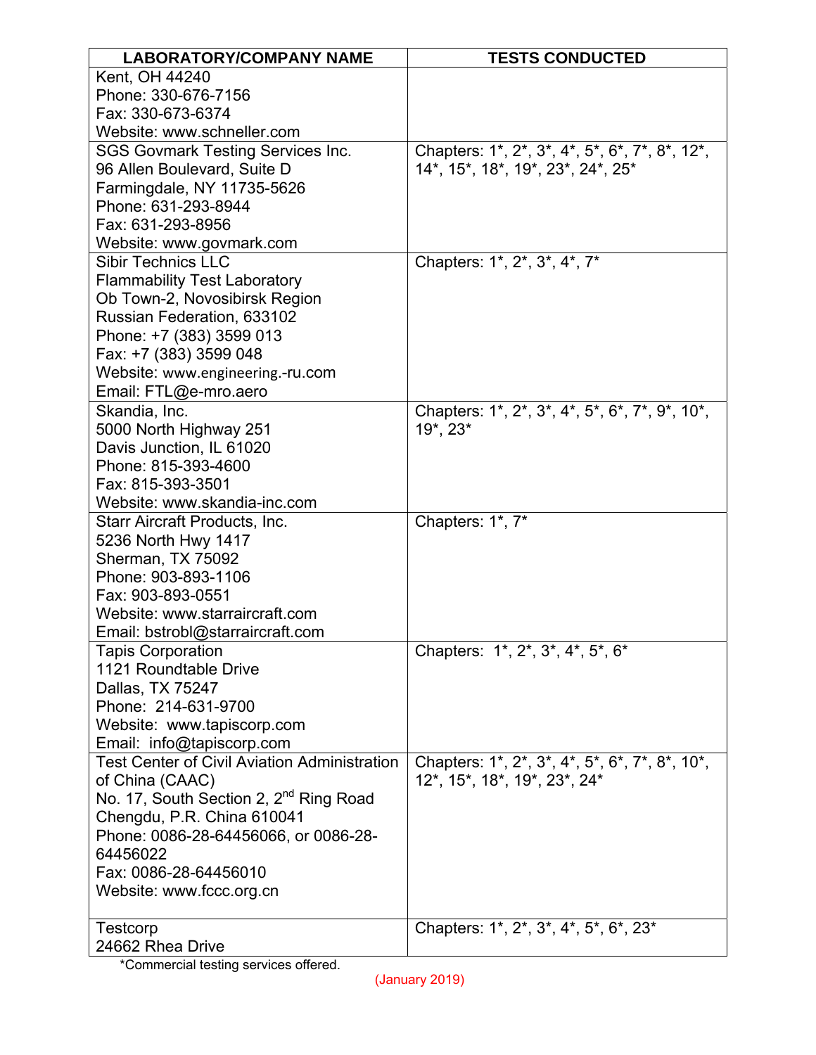| LABORATORY/COMPANY NAME | TESTS CONDUCTED |
|---|---|
| Kent, OH 44240<br>Phone: 330-676-7156<br>Fax: 330-673-6374<br>Website: www.schneller.com | |
| SGS Govmark Testing Services Inc.<br>96 Allen Boulevard, Suite D<br>Farmingdale, NY 11735-5626<br>Phone: 631-293-8944<br>Fax: 631-293-8956<br>Website: www.govmark.com | Chapters: 1*, 2*, 3*, 4*, 5*, 6*, 7*, 8*, 12*, 14*, 15*, 18*, 19*, 23*, 24*, 25* |
| Sibir Technics LLC<br>Flammability Test Laboratory<br>Ob Town-2, Novosibirsk Region<br>Russian Federation, 633102<br>Phone: +7 (383) 3599 013<br>Fax: +7 (383) 3599 048<br>Website: www.engineering.-ru.com<br>Email: FTL@e-mro.aero | Chapters: 1*, 2*, 3*, 4*, 7* |
| Skandia, Inc.<br>5000 North Highway 251<br>Davis Junction, IL 61020<br>Phone: 815-393-4600<br>Fax: 815-393-3501<br>Website: www.skandia-inc.com | Chapters: 1*, 2*, 3*, 4*, 5*, 6*, 7*, 9*, 10*, 19*, 23* |
| Starr Aircraft Products, Inc.<br>5236 North Hwy 1417<br>Sherman, TX 75092<br>Phone: 903-893-1106<br>Fax: 903-893-0551<br>Website: www.starraircraft.com<br>Email: bstrobl@starraircraft.com | Chapters: 1*, 7* |
| Tapis Corporation<br>1121 Roundtable Drive<br>Dallas, TX 75247<br>Phone: 214-631-9700<br>Website: www.tapiscorp.com<br>Email: info@tapiscorp.com | Chapters: 1*, 2*, 3*, 4*, 5*, 6* |
| Test Center of Civil Aviation Administration of China (CAAC)<br>No. 17, South Section 2, 2nd Ring Road<br>Chengdu, P.R. China 610041<br>Phone: 0086-28-64456066, or 0086-28-64456022<br>Fax: 0086-28-64456010<br>Website: www.fccc.org.cn | Chapters: 1*, 2*, 3*, 4*, 5*, 6*, 7*, 8*, 10*, 12*, 15*, 18*, 19*, 23*, 24* |
| Testcorp<br>24662 Rhea Drive | Chapters: 1*, 2*, 3*, 4*, 5*, 6*, 23* |

*Commercial testing services offered.

(January 2019)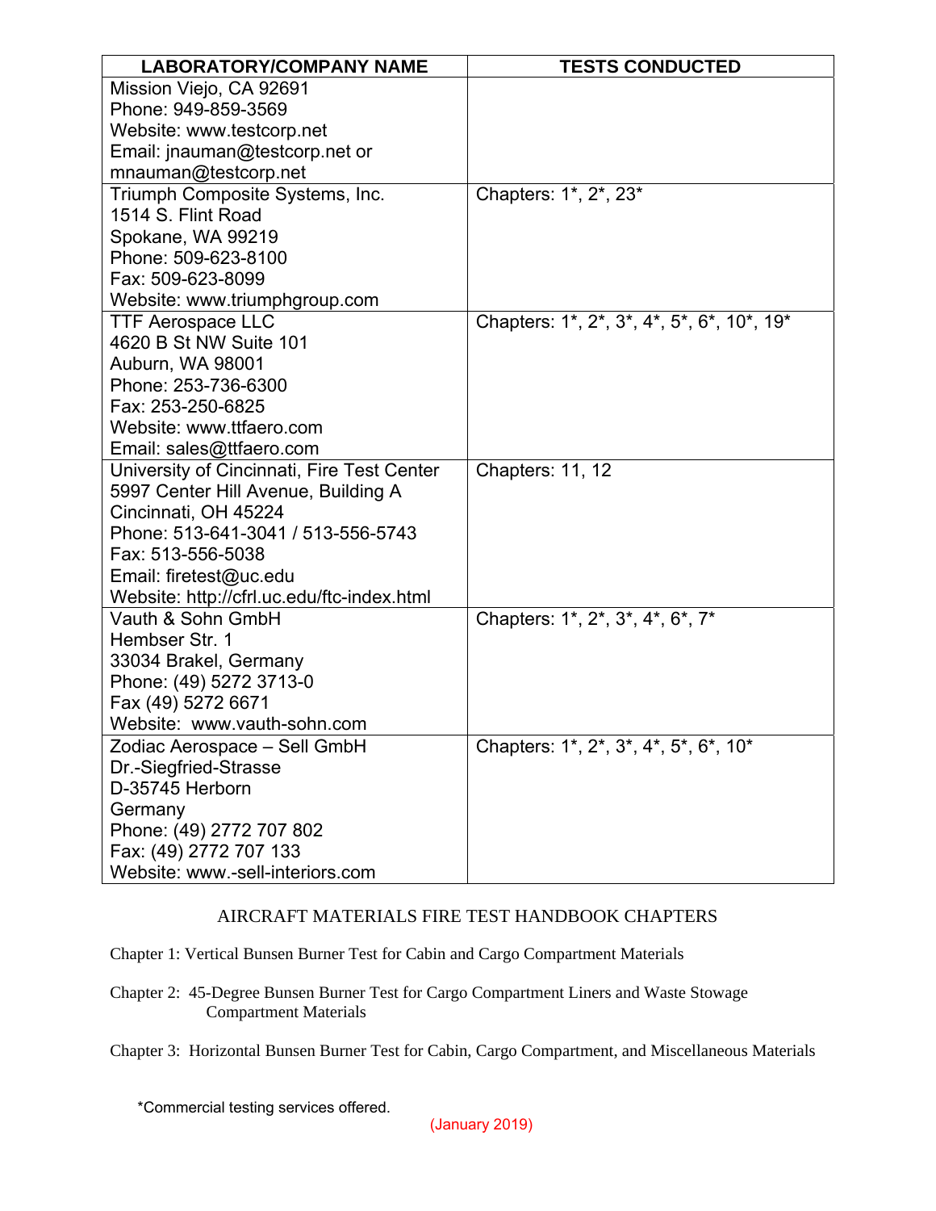| LABORATORY/COMPANY NAME | TESTS CONDUCTED |
|---|---|
| Mission Viejo, CA 92691<br>Phone: 949-859-3569<br>Website: www.testcorp.net<br>Email: jnauman@testcorp.net or mnauman@testcorp.net | |
| Triumph Composite Systems, Inc.<br>1514 S. Flint Road<br>Spokane, WA 99219<br>Phone: 509-623-8100<br>Fax: 509-623-8099<br>Website: www.triumphgroup.com | Chapters: 1*, 2*, 23* |
| TTF Aerospace LLC<br>4620 B St NW Suite 101<br>Auburn, WA 98001<br>Phone: 253-736-6300<br>Fax: 253-250-6825<br>Website: www.ttfaero.com<br>Email: sales@ttfaero.com | Chapters: 1*, 2*, 3*, 4*, 5*, 6*, 10*, 19* |
| University of Cincinnati, Fire Test Center<br>5997 Center Hill Avenue, Building A<br>Cincinnati, OH 45224<br>Phone: 513-641-3041 / 513-556-5743<br>Fax: 513-556-5038<br>Email: firetest@uc.edu<br>Website: http://cfrl.uc.edu/ftc-index.html | Chapters: 11, 12 |
| Vauth & Sohn GmbH<br>Hembser Str. 1<br>33034 Brakel, Germany<br>Phone: (49) 5272 3713-0<br>Fax (49) 5272 6671<br>Website: www.vauth-sohn.com | Chapters: 1*, 2*, 3*, 4*, 6*, 7* |
| Zodiac Aerospace – Sell GmbH<br>Dr.-Siegfried-Strasse<br>D-35745 Herborn<br>Germany<br>Phone: (49) 2772 707 802<br>Fax: (49) 2772 707 133<br>Website: www.-sell-interiors.com | Chapters: 1*, 2*, 3*, 4*, 5*, 6*, 10* |

## AIRCRAFT MATERIALS FIRE TEST HANDBOOK CHAPTERS

Chapter 1: Vertical Bunsen Burner Test for Cabin and Cargo Compartment Materials

Chapter 2: 45-Degree Bunsen Burner Test for Cargo Compartment Liners and Waste Stowage Compartment Materials

Chapter 3: Horizontal Bunsen Burner Test for Cabin, Cargo Compartment, and Miscellaneous Materials

*Commercial testing services offered.

(January 2019)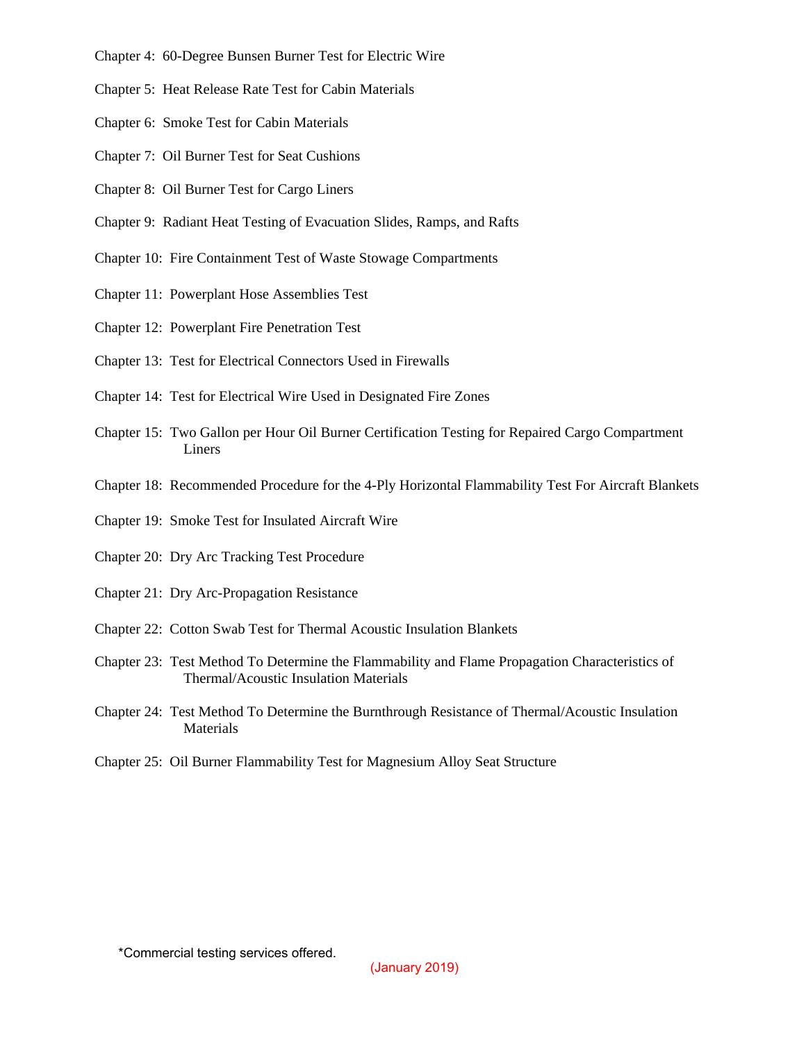Chapter 4: 60-Degree Bunsen Burner Test for Electric Wire

Chapter 5: Heat Release Rate Test for Cabin Materials

Chapter 6: Smoke Test for Cabin Materials

Chapter 7: Oil Burner Test for Seat Cushions

Chapter 8: Oil Burner Test for Cargo Liners

Chapter 9: Radiant Heat Testing of Evacuation Slides, Ramps, and Rafts

Chapter 10: Fire Containment Test of Waste Stowage Compartments

Chapter 11: Powerplant Hose Assemblies Test

Chapter 12: Powerplant Fire Penetration Test

Chapter 13: Test for Electrical Connectors Used in Firewalls

Chapter 14: Test for Electrical Wire Used in Designated Fire Zones

Chapter 15: Two Gallon per Hour Oil Burner Certification Testing for Repaired Cargo Compartment Liners

Chapter 18: Recommended Procedure for the 4-Ply Horizontal Flammability Test For Aircraft Blankets

Chapter 19: Smoke Test for Insulated Aircraft Wire

Chapter 20: Dry Arc Tracking Test Procedure

Chapter 21: Dry Arc-Propagation Resistance

Chapter 22: Cotton Swab Test for Thermal Acoustic Insulation Blankets

Chapter 23: Test Method To Determine the Flammability and Flame Propagation Characteristics of Thermal/Acoustic Insulation Materials

Chapter 24: Test Method To Determine the Burnthrough Resistance of Thermal/Acoustic Insulation Materials

Chapter 25: Oil Burner Flammability Test for Magnesium Alloy Seat Structure

*Commercial testing services offered.

(January 2019)